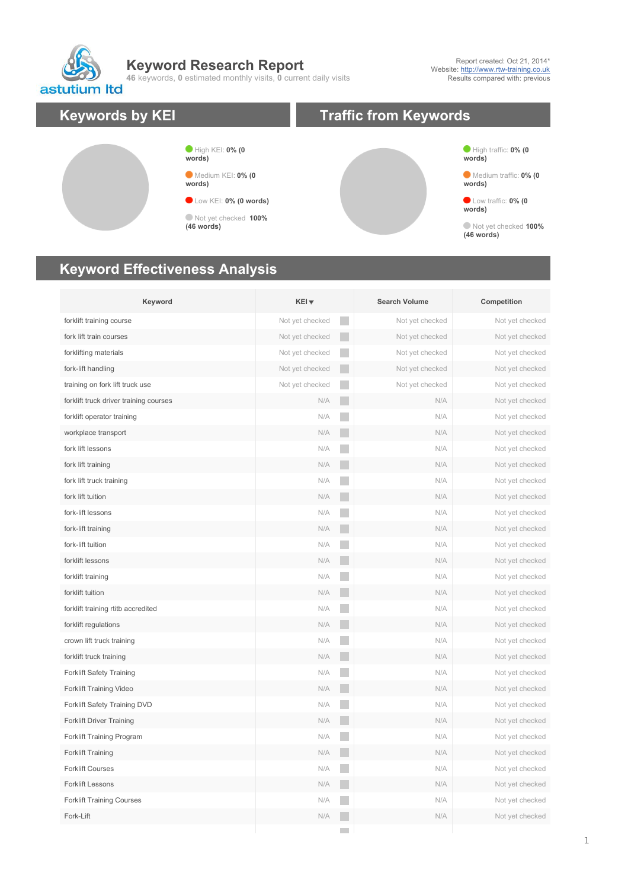astutium ltd

# Keyword Research Report

**46** keywords, **0** estimated monthly visits, **0** current daily visits

Report created: Oct 21, 2014*
Website: http://www.rtw-training.co.uk
Results compared with: previous

## Keywords by KEI

- High KEI: **0% (0 words)**
- Medium KEI: **0% (0 words)**
- Low KEI: **0% (0 words)**
- Not yet checked **100% (46 words)**

## Traffic from Keywords

- High traffic: **0% (0 words)**
- Medium traffic: **0% (0 words)**
- Low traffic: **0% (0 words)**
- Not yet checked **100% (46 words)**

## Keyword Effectiveness Analysis

| Keyword | KEI ▼ | Search Volume | Competition |
|---|---|---|---|
| forklift training course | Not yet checked | Not yet checked | Not yet checked |
| fork lift train courses | Not yet checked | Not yet checked | Not yet checked |
| forklifting materials | Not yet checked | Not yet checked | Not yet checked |
| fork-lift handling | Not yet checked | Not yet checked | Not yet checked |
| training on fork lift truck use | Not yet checked | Not yet checked | Not yet checked |
| forklift truck driver training courses | N/A | N/A | Not yet checked |
| forklift operator training | N/A | N/A | Not yet checked |
| workplace transport | N/A | N/A | Not yet checked |
| fork lift lessons | N/A | N/A | Not yet checked |
| fork lift training | N/A | N/A | Not yet checked |
| fork lift truck training | N/A | N/A | Not yet checked |
| fork lift tuition | N/A | N/A | Not yet checked |
| fork-lift lessons | N/A | N/A | Not yet checked |
| fork-lift training | N/A | N/A | Not yet checked |
| fork-lift tuition | N/A | N/A | Not yet checked |
| forklift lessons | N/A | N/A | Not yet checked |
| forklift training | N/A | N/A | Not yet checked |
| forklift tuition | N/A | N/A | Not yet checked |
| forklift training rtitb accredited | N/A | N/A | Not yet checked |
| forklift regulations | N/A | N/A | Not yet checked |
| crown lift truck training | N/A | N/A | Not yet checked |
| forklift truck training | N/A | N/A | Not yet checked |
| Forklift Safety Training | N/A | N/A | Not yet checked |
| Forklift Training Video | N/A | N/A | Not yet checked |
| Forklift Safety Training DVD | N/A | N/A | Not yet checked |
| Forklift Driver Training | N/A | N/A | Not yet checked |
| Forklift Training Program | N/A | N/A | Not yet checked |
| Forklift Training | N/A | N/A | Not yet checked |
| Forklift Courses | N/A | N/A | Not yet checked |
| Forklift Lessons | N/A | N/A | Not yet checked |
| Forklift Training Courses | N/A | N/A | Not yet checked |
| Fork-Lift | N/A | N/A | Not yet checked |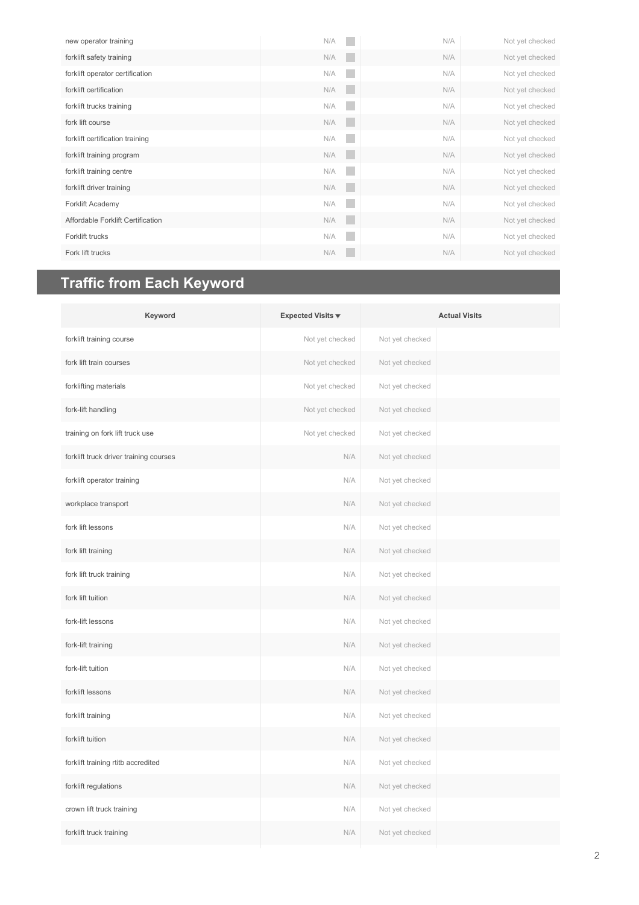| | | | | |
|---|---|---|---|---|
| new operator training | N/A | | N/A | Not yet checked |
| forklift safety training | N/A | | N/A | Not yet checked |
| forklift operator certification | N/A | | N/A | Not yet checked |
| forklift certification | N/A | | N/A | Not yet checked |
| forklift trucks training | N/A | | N/A | Not yet checked |
| fork lift course | N/A | | N/A | Not yet checked |
| forklift certification training | N/A | | N/A | Not yet checked |
| forklift training program | N/A | | N/A | Not yet checked |
| forklift training centre | N/A | | N/A | Not yet checked |
| forklift driver training | N/A | | N/A | Not yet checked |
| Forklift Academy | N/A | | N/A | Not yet checked |
| Affordable Forklift Certification | N/A | | N/A | Not yet checked |
| Forklift trucks | N/A | | N/A | Not yet checked |
| Fork lift trucks | N/A | | N/A | Not yet checked |

## Traffic from Each Keyword

| Keyword | Expected Visits ▼ | Actual Visits | |
|---|---|---|---|
| forklift training course | Not yet checked | Not yet checked | |
| fork lift train courses | Not yet checked | Not yet checked | |
| forklifting materials | Not yet checked | Not yet checked | |
| fork-lift handling | Not yet checked | Not yet checked | |
| training on fork lift truck use | Not yet checked | Not yet checked | |
| forklift truck driver training courses | N/A | Not yet checked | |
| forklift operator training | N/A | Not yet checked | |
| workplace transport | N/A | Not yet checked | |
| fork lift lessons | N/A | Not yet checked | |
| fork lift training | N/A | Not yet checked | |
| fork lift truck training | N/A | Not yet checked | |
| fork lift tuition | N/A | Not yet checked | |
| fork-lift lessons | N/A | Not yet checked | |
| fork-lift training | N/A | Not yet checked | |
| fork-lift tuition | N/A | Not yet checked | |
| forklift lessons | N/A | Not yet checked | |
| forklift training | N/A | Not yet checked | |
| forklift tuition | N/A | Not yet checked | |
| forklift training rtitb accredited | N/A | Not yet checked | |
| forklift regulations | N/A | Not yet checked | |
| crown lift truck training | N/A | Not yet checked | |
| forklift truck training | N/A | Not yet checked | |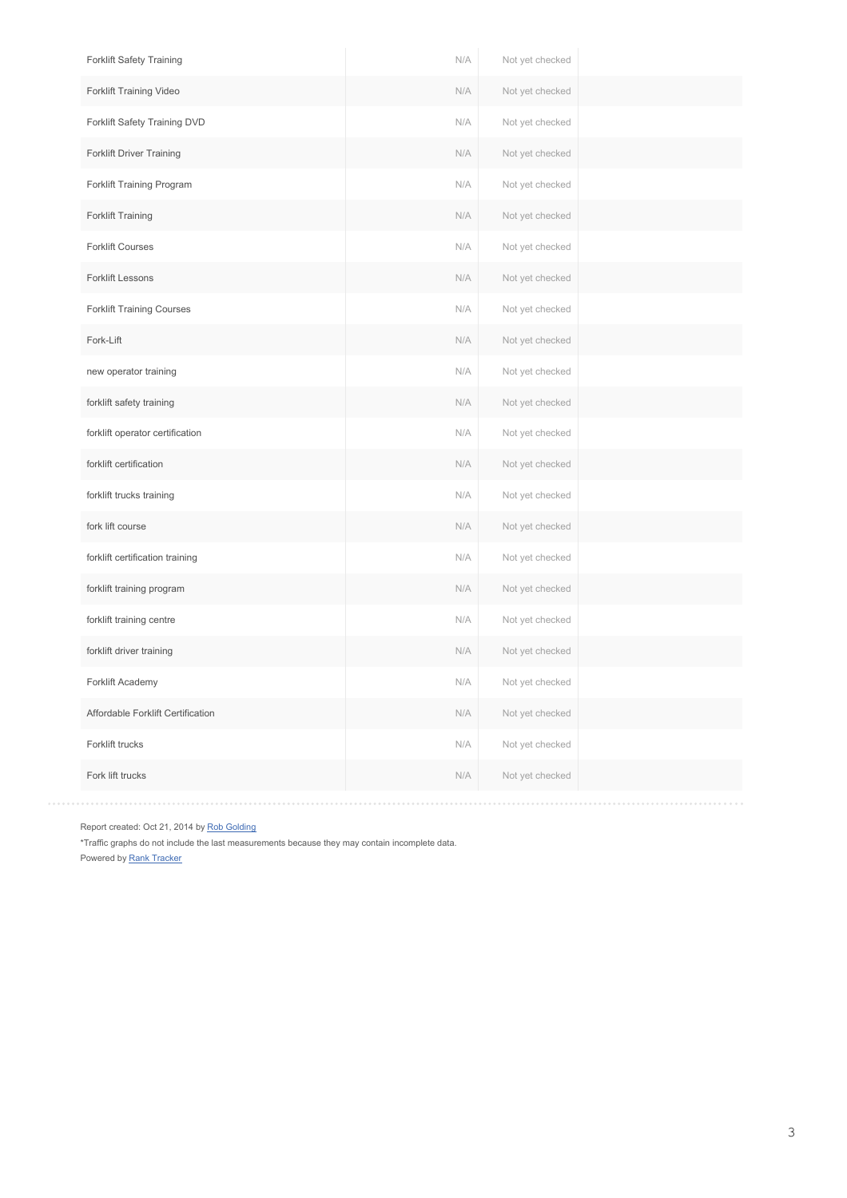| | | | |
|---|---|---|---|
| Forklift Safety Training | N/A | Not yet checked | |
| Forklift Training Video | N/A | Not yet checked | |
| Forklift Safety Training DVD | N/A | Not yet checked | |
| Forklift Driver Training | N/A | Not yet checked | |
| Forklift Training Program | N/A | Not yet checked | |
| Forklift Training | N/A | Not yet checked | |
| Forklift Courses | N/A | Not yet checked | |
| Forklift Lessons | N/A | Not yet checked | |
| Forklift Training Courses | N/A | Not yet checked | |
| Fork-Lift | N/A | Not yet checked | |
| new operator training | N/A | Not yet checked | |
| forklift safety training | N/A | Not yet checked | |
| forklift operator certification | N/A | Not yet checked | |
| forklift certification | N/A | Not yet checked | |
| forklift trucks training | N/A | Not yet checked | |
| fork lift course | N/A | Not yet checked | |
| forklift certification training | N/A | Not yet checked | |
| forklift training program | N/A | Not yet checked | |
| forklift training centre | N/A | Not yet checked | |
| forklift driver training | N/A | Not yet checked | |
| Forklift Academy | N/A | Not yet checked | |
| Affordable Forklift Certification | N/A | Not yet checked | |
| Forklift trucks | N/A | Not yet checked | |
| Fork lift trucks | N/A | Not yet checked | |

Report created: Oct 21, 2014 by Rob Golding

*Traffic graphs do not include the last measurements because they may contain incomplete data.

Powered by Rank Tracker